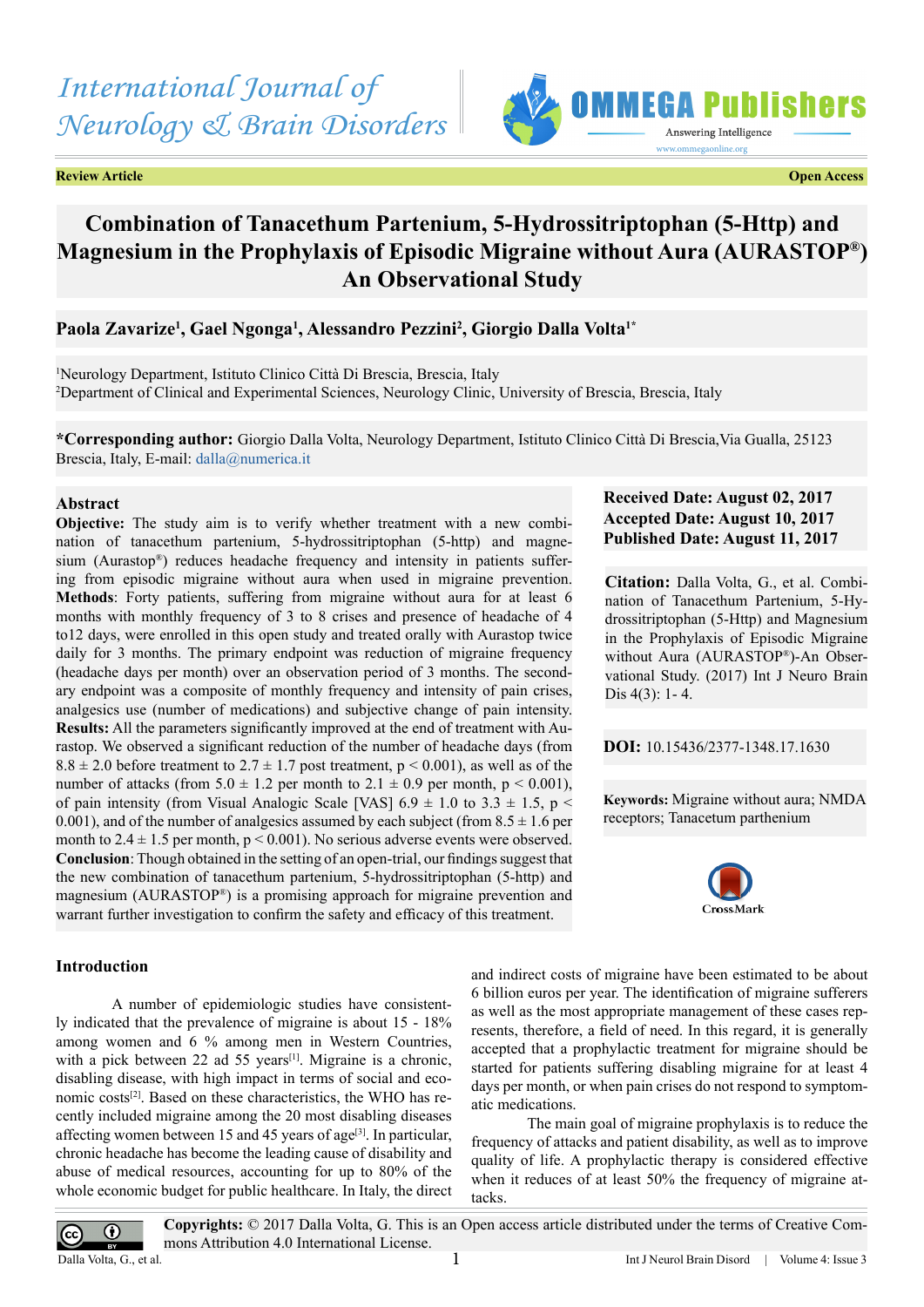Review Article

Open Access

# Combination of Tanacethum Partenium, 5-Hydrossitriptophan (5-Http) and Magnesium in the Prophylaxis of Episodic Migraine without Aura (AURASTOP®) An Observational Study

**Paola Zavarize[1], Gael Ngonga[1], Alessandro Pezzini[2], Giorgio Dalla Volta[1*]**

[1]Neurology Department, Istituto Clinico Città Di Brescia, Brescia, Italy
[2]Department of Clinical and Experimental Sciences, Neurology Clinic, University of Brescia, Brescia, Italy

**\*Corresponding author:** Giorgio Dalla Volta, Neurology Department, Istituto Clinico Città Di Brescia,Via Gualla, 25123 Brescia, Italy, E-mail: dalla@numerica.it

**Received Date: August 02, 2017**
**Accepted Date: August 10, 2017**
**Published Date: August 11, 2017**

**Citation:** Dalla Volta, G., et al. Combination of Tanacethum Partenium, 5-Hydrossitriptophan (5-Http) and Magnesium in the Prophylaxis of Episodic Migraine without Aura (AURASTOP®)-An Observational Study. (2017) Int J Neuro Brain Dis 4(3): 1- 4.

**DOI:** 10.15436/2377-1348.17.1630

**Keywords:** Migraine without aura; NMDA receptors; Tanacetum parthenium

## Abstract

**Objective:** The study aim is to verify whether treatment with a new combination of tanacethum partenium, 5-hydrossitriptophan (5-http) and magnesium (Aurastop®) reduces headache frequency and intensity in patients suffering from episodic migraine without aura when used in migraine prevention.
**Methods**: Forty patients, suffering from migraine without aura for at least 6 months with monthly frequency of 3 to 8 crises and presence of headache of 4 to12 days, were enrolled in this open study and treated orally with Aurastop twice daily for 3 months. The primary endpoint was reduction of migraine frequency (headache days per month) over an observation period of 3 months. The secondary endpoint was a composite of monthly frequency and intensity of pain crises, analgesics use (number of medications) and subjective change of pain intensity.
**Results:** All the parameters significantly improved at the end of treatment with Aurastop. We observed a significant reduction of the number of headache days (from $8.8 \pm 2.0$ before treatment to $2.7 \pm 1.7$ post treatment, $p < 0.001$), as well as of the number of attacks (from $5.0 \pm 1.2$ per month to $2.1 \pm 0.9$ per month, $p < 0.001$), of pain intensity (from Visual Analogic Scale [VAS] $6.9 \pm 1.0$ to $3.3 \pm 1.5$, $p < 0.001$), and of the number of analgesics assumed by each subject (from $8.5 \pm 1.6$ per month to $2.4 \pm 1.5$ per month, $p < 0.001$). No serious adverse events were observed.
**Conclusion**: Though obtained in the setting of an open-trial, our findings suggest that the new combination of tanacethum partenium, 5-hydrossitriptophan (5-http) and magnesium (AURASTOP®) is a promising approach for migraine prevention and warrant further investigation to confirm the safety and efficacy of this treatment.

## Introduction

A number of epidemiologic studies have consistently indicated that the prevalence of migraine is about 15 - 18% among women and 6 % among men in Western Countries, with a pick between 22 ad 55 years[1]. Migraine is a chronic, disabling disease, with high impact in terms of social and economic costs[2]. Based on these characteristics, the WHO has recently included migraine among the 20 most disabling diseases affecting women between 15 and 45 years of age[3]. In particular, chronic headache has become the leading cause of disability and abuse of medical resources, accounting for up to 80% of the whole economic budget for public healthcare. In Italy, the direct and indirect costs of migraine have been estimated to be about 6 billion euros per year. The identification of migraine sufferers as well as the most appropriate management of these cases represents, therefore, a field of need. In this regard, it is generally accepted that a prophylactic treatment for migraine should be started for patients suffering disabling migraine for at least 4 days per month, or when pain crises do not respond to symptomatic medications.

The main goal of migraine prophylaxis is to reduce the frequency of attacks and patient disability, as well as to improve quality of life. A prophylactic therapy is considered effective when it reduces of at least 50% the frequency of migraine attacks.

**Copyrights:** © 2017 Dalla Volta, G. This is an Open access article distributed under the terms of Creative Commons Attribution 4.0 International License.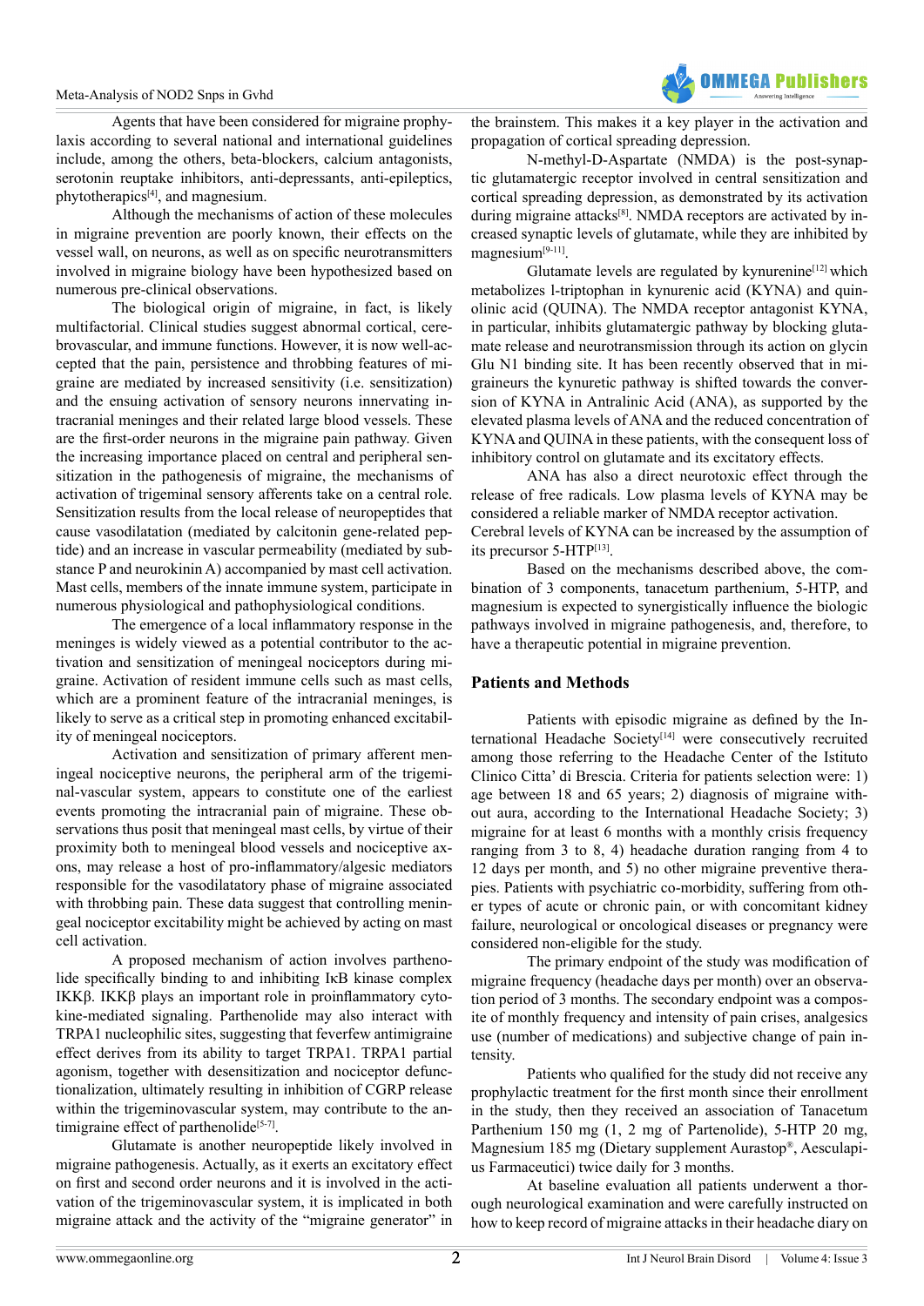Agents that have been considered for migraine prophylaxis according to several national and international guidelines include, among the others, beta-blockers, calcium antagonists, serotonin reuptake inhibitors, anti-depressants, anti-epileptics, phytotherapics[4], and magnesium.

Although the mechanisms of action of these molecules in migraine prevention are poorly known, their effects on the vessel wall, on neurons, as well as on specific neurotransmitters involved in migraine biology have been hypothesized based on numerous pre-clinical observations.

The biological origin of migraine, in fact, is likely multifactorial. Clinical studies suggest abnormal cortical, cerebrovascular, and immune functions. However, it is now well-accepted that the pain, persistence and throbbing features of migraine are mediated by increased sensitivity (i.e. sensitization) and the ensuing activation of sensory neurons innervating intracranial meninges and their related large blood vessels. These are the first-order neurons in the migraine pain pathway. Given the increasing importance placed on central and peripheral sensitization in the pathogenesis of migraine, the mechanisms of activation of trigeminal sensory afferents take on a central role. Sensitization results from the local release of neuropeptides that cause vasodilatation (mediated by calcitonin gene-related peptide) and an increase in vascular permeability (mediated by substance P and neurokinin A) accompanied by mast cell activation. Mast cells, members of the innate immune system, participate in numerous physiological and pathophysiological conditions.

The emergence of a local inflammatory response in the meninges is widely viewed as a potential contributor to the activation and sensitization of meningeal nociceptors during migraine. Activation of resident immune cells such as mast cells, which are a prominent feature of the intracranial meninges, is likely to serve as a critical step in promoting enhanced excitability of meningeal nociceptors.

Activation and sensitization of primary afferent meningeal nociceptive neurons, the peripheral arm of the trigeminal-vascular system, appears to constitute one of the earliest events promoting the intracranial pain of migraine. These observations thus posit that meningeal mast cells, by virtue of their proximity both to meningeal blood vessels and nociceptive axons, may release a host of pro-inflammatory/algesic mediators responsible for the vasodilatatory phase of migraine associated with throbbing pain. These data suggest that controlling meningeal nociceptor excitability might be achieved by acting on mast cell activation.

A proposed mechanism of action involves parthenolide specifically binding to and inhibiting IκB kinase complex IKKβ. IKKβ plays an important role in proinflammatory cytokine-mediated signaling. Parthenolide may also interact with TRPA1 nucleophilic sites, suggesting that feverfew antimigraine effect derives from its ability to target TRPA1. TRPA1 partial agonism, together with desensitization and nociceptor defunctionalization, ultimately resulting in inhibition of CGRP release within the trigeminovascular system, may contribute to the antimigraine effect of parthenolide[5-7].

Glutamate is another neuropeptide likely involved in migraine pathogenesis. Actually, as it exerts an excitatory effect on first and second order neurons and it is involved in the activation of the trigeminovascular system, it is implicated in both migraine attack and the activity of the "migraine generator" in the brainstem. This makes it a key player in the activation and propagation of cortical spreading depression.

N-methyl-D-Aspartate (NMDA) is the post-synaptic glutamatergic receptor involved in central sensitization and cortical spreading depression, as demonstrated by its activation during migraine attacks[8]. NMDA receptors are activated by increased synaptic levels of glutamate, while they are inhibited by magnesium[9-11].

Glutamate levels are regulated by kynurenine[12] which metabolizes l-triptophan in kynurenic acid (KYNA) and quinolinic acid (QUINA). The NMDA receptor antagonist KYNA, in particular, inhibits glutamatergic pathway by blocking glutamate release and neurotransmission through its action on glycin Glu N1 binding site. It has been recently observed that in migraineurs the kynuretic pathway is shifted towards the conversion of KYNA in Antralinic Acid (ANA), as supported by the elevated plasma levels of ANA and the reduced concentration of KYNA and QUINA in these patients, with the consequent loss of inhibitory control on glutamate and its excitatory effects.

ANA has also a direct neurotoxic effect through the release of free radicals. Low plasma levels of KYNA may be considered a reliable marker of NMDA receptor activation.
Cerebral levels of KYNA can be increased by the assumption of its precursor 5-HTP[13].

Based on the mechanisms described above, the combination of 3 components, tanacetum parthenium, 5-HTP, and magnesium is expected to synergistically influence the biologic pathways involved in migraine pathogenesis, and, therefore, to have a therapeutic potential in migraine prevention.

## Patients and Methods

Patients with episodic migraine as defined by the International Headache Society[14] were consecutively recruited among those referring to the Headache Center of the Istituto Clinico Citta' di Brescia. Criteria for patients selection were: 1) age between 18 and 65 years; 2) diagnosis of migraine without aura, according to the International Headache Society; 3) migraine for at least 6 months with a monthly crisis frequency ranging from 3 to 8, 4) headache duration ranging from 4 to 12 days per month, and 5) no other migraine preventive therapies. Patients with psychiatric co-morbidity, suffering from other types of acute or chronic pain, or with concomitant kidney failure, neurological or oncological diseases or pregnancy were considered non-eligible for the study.

The primary endpoint of the study was modification of migraine frequency (headache days per month) over an observation period of 3 months. The secondary endpoint was a composite of monthly frequency and intensity of pain crises, analgesics use (number of medications) and subjective change of pain intensity.

Patients who qualified for the study did not receive any prophylactic treatment for the first month since their enrollment in the study, then they received an association of Tanacetum Parthenium 150 mg (1, 2 mg of Partenolide), 5-HTP 20 mg, Magnesium 185 mg (Dietary supplement Aurastop®, Aesculapius Farmaceutici) twice daily for 3 months.

At baseline evaluation all patients underwent a thorough neurological examination and were carefully instructed on how to keep record of migraine attacks in their headache diary on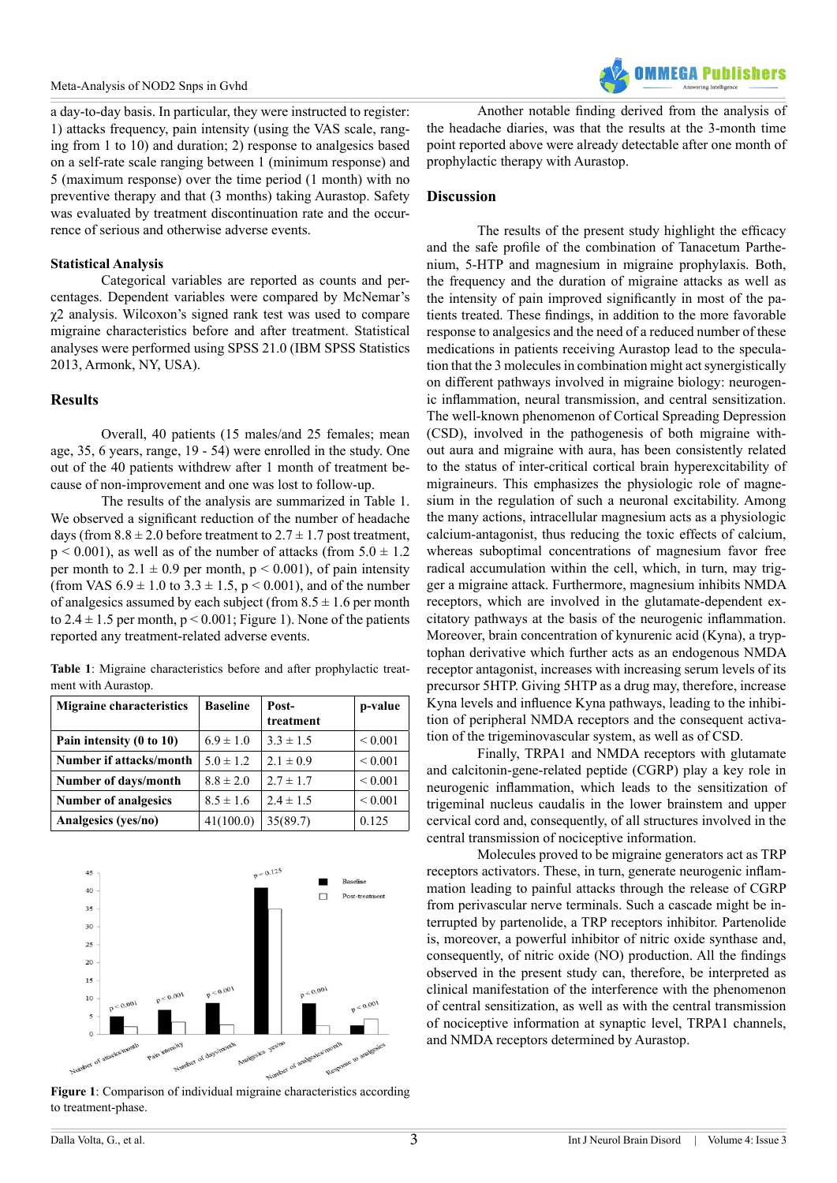a day-to-day basis. In particular, they were instructed to register: 1) attacks frequency, pain intensity (using the VAS scale, ranging from 1 to 10) and duration; 2) response to analgesics based on a self-rate scale ranging between 1 (minimum response) and 5 (maximum response) over the time period (1 month) with no preventive therapy and that (3 months) taking Aurastop. Safety was evaluated by treatment discontinuation rate and the occurrence of serious and otherwise adverse events.

### Statistical Analysis

Categorical variables are reported as counts and percentages. Dependent variables were compared by McNemar's $\chi 2$ analysis. Wilcoxon's signed rank test was used to compare migraine characteristics before and after treatment. Statistical analyses were performed using SPSS 21.0 (IBM SPSS Statistics 2013, Armonk, NY, USA).

## Results

Overall, 40 patients (15 males/and 25 females; mean age, 35, 6 years, range, 19 - 54) were enrolled in the study. One out of the 40 patients withdrew after 1 month of treatment because of non-improvement and one was lost to follow-up.

The results of the analysis are summarized in Table 1. We observed a significant reduction of the number of headache days (from $8.8 \pm 2.0$ before treatment to $2.7 \pm 1.7$ post treatment, $p < 0.001$), as well as of the number of attacks (from $5.0 \pm 1.2$ per month to $2.1 \pm 0.9$ per month, $p < 0.001$), of pain intensity (from VAS $6.9 \pm 1.0$ to $3.3 \pm 1.5$, $p < 0.001$), and of the number of analgesics assumed by each subject (from $8.5 \pm 1.6$ per month to $2.4 \pm 1.5$ per month, $p < 0.001$; Figure 1). None of the patients reported any treatment-related adverse events.

**Table 1**: Migraine characteristics before and after prophylactic treatment with Aurastop.

| Migraine characteristics | Baseline | Post-treatment | p-value |
|---|---|---|---|
| **Pain intensity (0 to 10)** | $6.9 \pm 1.0$ | $3.3 \pm 1.5$ | < 0.001 |
| **Number if attacks/month** | $5.0 \pm 1.2$ | $2.1 \pm 0.9$ | < 0.001 |
| **Number of days/month** | $8.8 \pm 2.0$ | $2.7 \pm 1.7$ | < 0.001 |
| **Number of analgesics** | $8.5 \pm 1.6$ | $2.4 \pm 1.5$ | < 0.001 |
| **Analgesics (yes/no)** | 41(100.0) | 35(89.7) | 0.125 |

**Figure 1**: Comparison of individual migraine characteristics according to treatment-phase.

Another notable finding derived from the analysis of the headache diaries, was that the results at the 3-month time point reported above were already detectable after one month of prophylactic therapy with Aurastop.

## Discussion

The results of the present study highlight the efficacy and the safe profile of the combination of Tanacetum Parthenium, 5-HTP and magnesium in migraine prophylaxis. Both, the frequency and the duration of migraine attacks as well as the intensity of pain improved significantly in most of the patients treated. These findings, in addition to the more favorable response to analgesics and the need of a reduced number of these medications in patients receiving Aurastop lead to the speculation that the 3 molecules in combination might act synergistically on different pathways involved in migraine biology: neurogenic inflammation, neural transmission, and central sensitization. The well-known phenomenon of Cortical Spreading Depression (CSD), involved in the pathogenesis of both migraine without aura and migraine with aura, has been consistently related to the status of inter-critical cortical brain hyperexcitability of migraineurs. This emphasizes the physiologic role of magnesium in the regulation of such a neuronal excitability. Among the many actions, intracellular magnesium acts as a physiologic calcium-antagonist, thus reducing the toxic effects of calcium, whereas suboptimal concentrations of magnesium favor free radical accumulation within the cell, which, in turn, may trigger a migraine attack. Furthermore, magnesium inhibits NMDA receptors, which are involved in the glutamate-dependent excitatory pathways at the basis of the neurogenic inflammation. Moreover, brain concentration of kynurenic acid (Kyna), a tryptophan derivative which further acts as an endogenous NMDA receptor antagonist, increases with increasing serum levels of its precursor 5HTP. Giving 5HTP as a drug may, therefore, increase Kyna levels and influence Kyna pathways, leading to the inhibition of peripheral NMDA receptors and the consequent activation of the trigeminovascular system, as well as of CSD.

Finally, TRPA1 and NMDA receptors with glutamate and calcitonin-gene-related peptide (CGRP) play a key role in neurogenic inflammation, which leads to the sensitization of trigeminal nucleus caudalis in the lower brainstem and upper cervical cord and, consequently, of all structures involved in the central transmission of nociceptive information.

Molecules proved to be migraine generators act as TRP receptors activators. These, in turn, generate neurogenic inflammation leading to painful attacks through the release of CGRP from perivascular nerve terminals. Such a cascade might be interrupted by partenolide, a TRP receptors inhibitor. Partenolide is, moreover, a powerful inhibitor of nitric oxide synthase and, consequently, of nitric oxide (NO) production. All the findings observed in the present study can, therefore, be interpreted as clinical manifestation of the interference with the phenomenon of central sensitization, as well as with the central transmission of nociceptive information at synaptic level, TRPA1 channels, and NMDA receptors determined by Aurastop.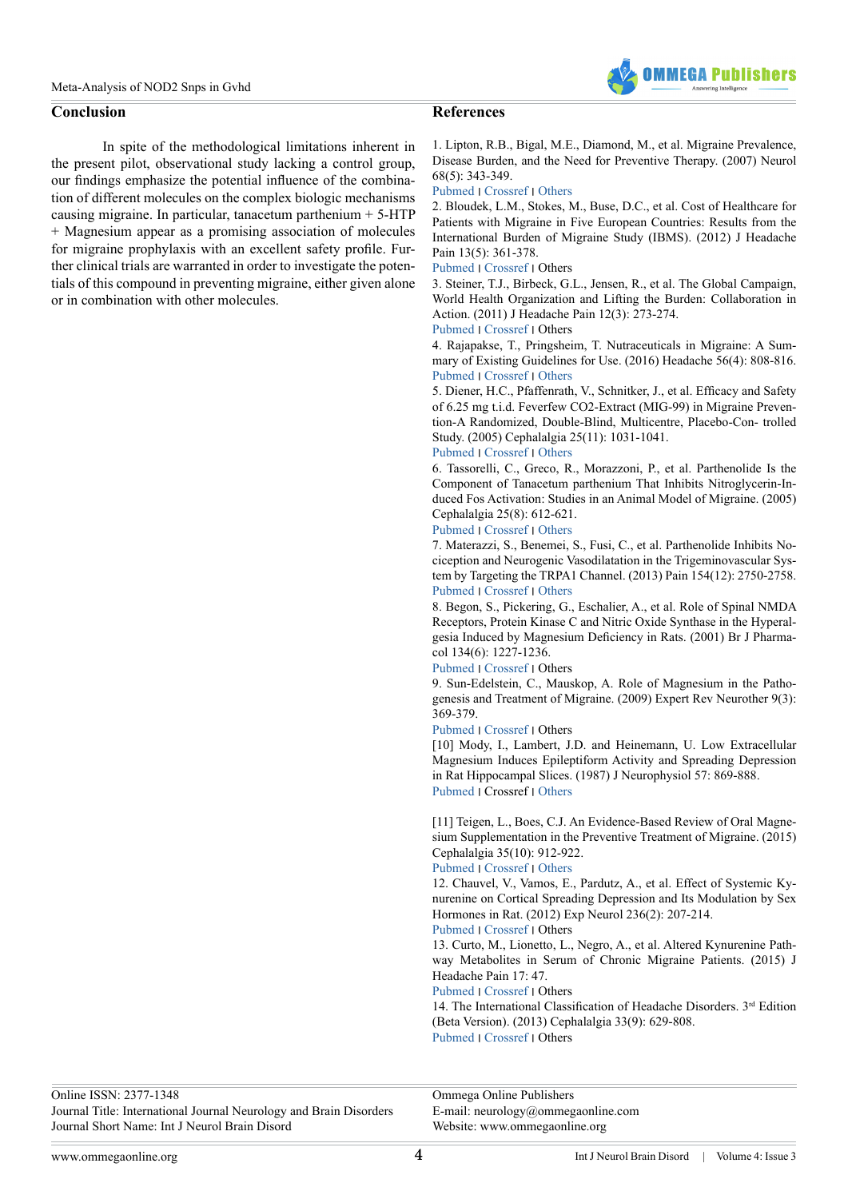## Conclusion

In spite of the methodological limitations inherent in the present pilot, observational study lacking a control group, our findings emphasize the potential influence of the combination of different molecules on the complex biologic mechanisms causing migraine. In particular, tanacetum parthenium + 5-HTP + Magnesium appear as a promising association of molecules for migraine prophylaxis with an excellent safety profile. Further clinical trials are warranted in order to investigate the potentials of this compound in preventing migraine, either given alone or in combination with other molecules.

## References

1. Lipton, R.B., Bigal, M.E., Diamond, M., et al. Migraine Prevalence, Disease Burden, and the Need for Preventive Therapy. (2007) Neurol 68(5): 343-349.
Pubmed | Crossref | Others

2. Bloudek, L.M., Stokes, M., Buse, D.C., et al. Cost of Healthcare for Patients with Migraine in Five European Countries: Results from the International Burden of Migraine Study (IBMS). (2012) J Headache Pain 13(5): 361-378.
Pubmed | Crossref | Others

3. Steiner, T.J., Birbeck, G.L., Jensen, R., et al. The Global Campaign, World Health Organization and Lifting the Burden: Collaboration in Action. (2011) J Headache Pain 12(3): 273-274.
Pubmed | Crossref | Others

4. Rajapakse, T., Pringsheim, T. Nutraceuticals in Migraine: A Summary of Existing Guidelines for Use. (2016) Headache 56(4): 808-816.
Pubmed | Crossref | Others

5. Diener, H.C., Pfaffenrath, V., Schnitker, J., et al. Efficacy and Safety of 6.25 mg t.i.d. Feverfew CO2-Extract (MIG-99) in Migraine Prevention-A Randomized, Double-Blind, Multicentre, Placebo-Con- trolled Study. (2005) Cephalalgia 25(11): 1031-1041.
Pubmed | Crossref | Others

6. Tassorelli, C., Greco, R., Morazzoni, P., et al. Parthenolide Is the Component of Tanacetum parthenium That Inhibits Nitroglycerin-Induced Fos Activation: Studies in an Animal Model of Migraine. (2005) Cephalalgia 25(8): 612-621.
Pubmed | Crossref | Others

7. Materazzi, S., Benemei, S., Fusi, C., et al. Parthenolide Inhibits Nociception and Neurogenic Vasodilatation in the Trigeminovascular System by Targeting the TRPA1 Channel. (2013) Pain 154(12): 2750-2758.
Pubmed | Crossref | Others

8. Begon, S., Pickering, G., Eschalier, A., et al. Role of Spinal NMDA Receptors, Protein Kinase C and Nitric Oxide Synthase in the Hyperalgesia Induced by Magnesium Deficiency in Rats. (2001) Br J Pharmacol 134(6): 1227-1236.
Pubmed | Crossref | Others

9. Sun-Edelstein, C., Mauskop, A. Role of Magnesium in the Pathogenesis and Treatment of Migraine. (2009) Expert Rev Neurother 9(3): 369-379.
Pubmed | Crossref | Others

[10] Mody, I., Lambert, J.D. and Heinemann, U. Low Extracellular Magnesium Induces Epileptiform Activity and Spreading Depression in Rat Hippocampal Slices. (1987) J Neurophysiol 57: 869-888.
Pubmed | Crossref | Others

[11] Teigen, L., Boes, C.J. An Evidence-Based Review of Oral Magnesium Supplementation in the Preventive Treatment of Migraine. (2015) Cephalalgia 35(10): 912-922.
Pubmed | Crossref | Others

12. Chauvel, V., Vamos, E., Pardutz, A., et al. Effect of Systemic Kynurenine on Cortical Spreading Depression and Its Modulation by Sex Hormones in Rat. (2012) Exp Neurol 236(2): 207-214.
Pubmed | Crossref | Others

13. Curto, M., Lionetto, L., Negro, A., et al. Altered Kynurenine Pathway Metabolites in Serum of Chronic Migraine Patients. (2015) J Headache Pain 17: 47.
Pubmed | Crossref | Others

14. The International Classification of Headache Disorders. 3rd Edition (Beta Version). (2013) Cephalalgia 33(9): 629-808.
Pubmed | Crossref | Others

Online ISSN: 2377-1348
Journal Title: International Journal Neurology and Brain Disorders
Journal Short Name: Int J Neurol Brain Disord

Ommega Online Publishers
E-mail: neurology@ommegaonline.com
Website: www.ommegaonline.org